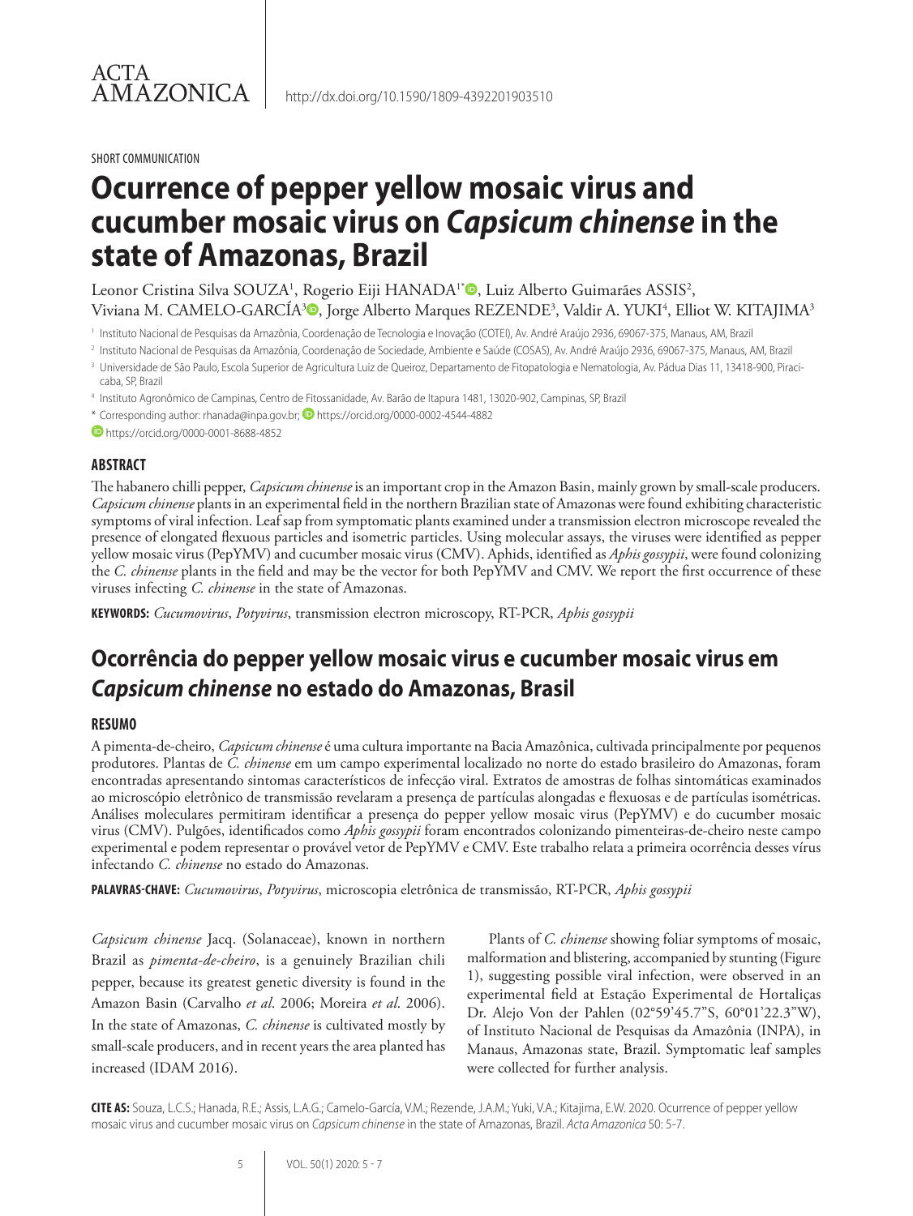SHORT COMMUNICATION

# Ocurrence of pepper yellow mosaic virus and cucumber mosaic virus on *Capsicum chinense* in the state of Amazonas, Brazil

Leonor Cristina Silva SOUZA[1], Rogerio Eiji HANADA[1*], Luiz Alberto Guimarães ASSIS[2], Viviana M. CAMELO-GARCÍA[3], Jorge Alberto Marques REZENDE[3], Valdir A. YUKI[4], Elliot W. KITAJIMA[3]

[1] Instituto Nacional de Pesquisas da Amazônia, Coordenação de Tecnologia e Inovação (COTEI), Av. André Araújo 2936, 69067-375, Manaus, AM, Brazil

[2] Instituto Nacional de Pesquisas da Amazônia, Coordenação de Sociedade, Ambiente e Saúde (COSAS), Av. André Araújo 2936, 69067-375, Manaus, AM, Brazil

[3] Universidade de São Paulo, Escola Superior de Agricultura Luiz de Queiroz, Departamento de Fitopatologia e Nematologia, Av. Pádua Dias 11, 13418-900, Piracicaba, SP, Brazil

[4] Instituto Agronômico de Campinas, Centro de Fitossanidade, Av. Barão de Itapura 1481, 13020-902, Campinas, SP, Brazil

* Corresponding author: rhanada@inpa.gov.br; https://orcid.org/0000-0002-4544-4882

https://orcid.org/0000-0001-8688-4852

## ABSTRACT

The habanero chilli pepper, *Capsicum chinense* is an important crop in the Amazon Basin, mainly grown by small-scale producers. *Capsicum chinense* plants in an experimental field in the northern Brazilian state of Amazonas were found exhibiting characteristic symptoms of viral infection. Leaf sap from symptomatic plants examined under a transmission electron microscope revealed the presence of elongated flexuous particles and isometric particles. Using molecular assays, the viruses were identified as pepper yellow mosaic virus (PepYMV) and cucumber mosaic virus (CMV). Aphids, identified as *Aphis gossypii*, were found colonizing the *C. chinense* plants in the field and may be the vector for both PepYMV and CMV. We report the first occurrence of these viruses infecting *C. chinense* in the state of Amazonas.

**KEYWORDS:** *Cucumovirus*, *Potyvirus*, transmission electron microscopy, RT-PCR, *Aphis gossypii*

# Ocorrência do pepper yellow mosaic virus e cucumber mosaic virus em *Capsicum chinense* no estado do Amazonas, Brasil

## RESUMO

A pimenta-de-cheiro, *Capsicum chinense* é uma cultura importante na Bacia Amazônica, cultivada principalmente por pequenos produtores. Plantas de *C. chinense* em um campo experimental localizado no norte do estado brasileiro do Amazonas, foram encontradas apresentando sintomas característicos de infecção viral. Extratos de amostras de folhas sintomáticas examinados ao microscópio eletrônico de transmissão revelaram a presença de partículas alongadas e flexuosas e de partículas isométricas. Análises moleculares permitiram identificar a presença do pepper yellow mosaic virus (PepYMV) e do cucumber mosaic virus (CMV). Pulgões, identificados como *Aphis gossypii* foram encontrados colonizando pimenteiras-de-cheiro neste campo experimental e podem representar o provável vetor de PepYMV e CMV. Este trabalho relata a primeira ocorrência desses vírus infectando *C. chinense* no estado do Amazonas.

**PALAVRAS-CHAVE:** *Cucumovirus*, *Potyvirus*, microscopia eletrônica de transmissão, RT-PCR, *Aphis gossypii*

*Capsicum chinense* Jacq. (Solanaceae), known in northern Brazil as *pimenta-de-cheiro*, is a genuinely Brazilian chili pepper, because its greatest genetic diversity is found in the Amazon Basin (Carvalho *et al*. 2006; Moreira *et al*. 2006). In the state of Amazonas, *C. chinense* is cultivated mostly by small-scale producers, and in recent years the area planted has increased (IDAM 2016).

Plants of *C. chinense* showing foliar symptoms of mosaic, malformation and blistering, accompanied by stunting (Figure 1), suggesting possible viral infection, were observed in an experimental field at Estação Experimental de Hortaliças Dr. Alejo Von der Pahlen (02°59'45.7"S, 60°01'22.3"W), of Instituto Nacional de Pesquisas da Amazônia (INPA), in Manaus, Amazonas state, Brazil. Symptomatic leaf samples were collected for further analysis.

**CITE AS:** Souza, L.C.S.; Hanada, R.E.; Assis, L.A.G.; Camelo-García, V.M.; Rezende, J.A.M.; Yuki, V.A.; Kitajima, E.W. 2020. Ocurrence of pepper yellow mosaic virus and cucumber mosaic virus on *Capsicum chinense* in the state of Amazonas, Brazil. *Acta Amazonica* 50: 5-7.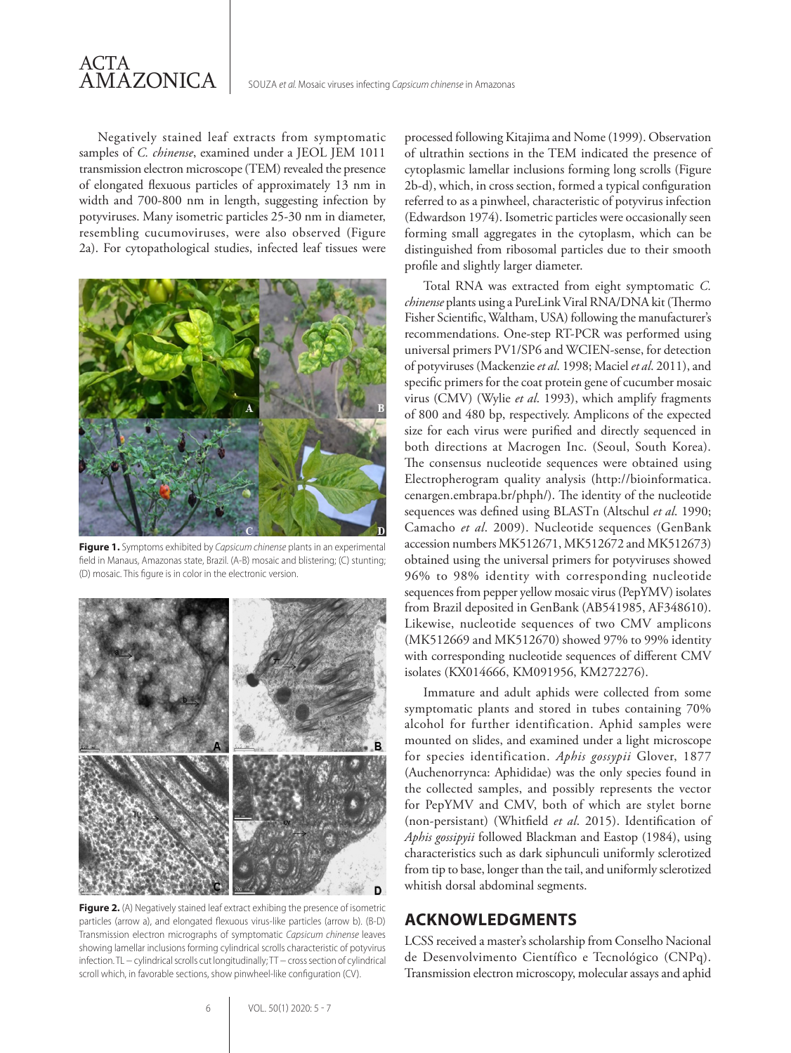Negatively stained leaf extracts from symptomatic samples of *C. chinense*, examined under a JEOL JEM 1011 transmission electron microscope (TEM) revealed the presence of elongated flexuous particles of approximately 13 nm in width and 700-800 nm in length, suggesting infection by potyviruses. Many isometric particles 25-30 nm in diameter, resembling cucumoviruses, were also observed (Figure 2a). For cytopathological studies, infected leaf tissues were processed following Kitajima and Nome (1999). Observation of ultrathin sections in the TEM indicated the presence of cytoplasmic lamellar inclusions forming long scrolls (Figure 2b-d), which, in cross section, formed a typical configuration referred to as a pinwheel, characteristic of potyvirus infection (Edwardson 1974). Isometric particles were occasionally seen forming small aggregates in the cytoplasm, which can be distinguished from ribosomal particles due to their smooth profile and slightly larger diameter.

**Figure 1.** Symptoms exhibited by *Capsicum chinense* plants in an experimental field in Manaus, Amazonas state, Brazil. (A-B) mosaic and blistering; (C) stunting; (D) mosaic. This figure is in color in the electronic version.

**Figure 2.** (A) Negatively stained leaf extract exhibiting the presence of isometric particles (arrow a), and elongated flexuous virus-like particles (arrow b). (B-D) Transmission electron micrographs of symptomatic *Capsicum chinense* leaves showing lamellar inclusions forming cylindrical scrolls characteristic of potyvirus infection. TL – cylindrical scrolls cut longitudinally; TT – cross section of cylindrical scroll which, in favorable sections, show pinwheel-like configuration (CV).

Total RNA was extracted from eight symptomatic *C. chinense* plants using a PureLink Viral RNA/DNA kit (Thermo Fisher Scientific, Waltham, USA) following the manufacturer's recommendations. One-step RT-PCR was performed using universal primers PV1/SP6 and WCIEN-sense, for detection of potyviruses (Mackenzie *et al*. 1998; Maciel *et al*. 2011), and specific primers for the coat protein gene of cucumber mosaic virus (CMV) (Wylie *et al*. 1993), which amplify fragments of 800 and 480 bp, respectively. Amplicons of the expected size for each virus were purified and directly sequenced in both directions at Macrogen Inc. (Seoul, South Korea). The consensus nucleotide sequences were obtained using Electropherogram quality analysis (http://bioinformatica.cenargen.embrapa.br/phph/). The identity of the nucleotide sequences was defined using BLASTn (Altschul *et al*. 1990; Camacho *et al*. 2009). Nucleotide sequences (GenBank accession numbers MK512671, MK512672 and MK512673) obtained using the universal primers for potyviruses showed 96% to 98% identity with corresponding nucleotide sequences from pepper yellow mosaic virus (PepYMV) isolates from Brazil deposited in GenBank (AB541985, AF348610). Likewise, nucleotide sequences of two CMV amplicons (MK512669 and MK512670) showed 97% to 99% identity with corresponding nucleotide sequences of different CMV isolates (KX014666, KM091956, KM272276).

Immature and adult aphids were collected from some symptomatic plants and stored in tubes containing 70% alcohol for further identification. Aphid samples were mounted on slides, and examined under a light microscope for species identification. *Aphis gossypii* Glover, 1877 (Auchenorrynca: Aphididae) was the only species found in the collected samples, and possibly represents the vector for PepYMV and CMV, both of which are stylet borne (non-persistant) (Whitfield *et al*. 2015). Identification of *Aphis gossipyii* followed Blackman and Eastop (1984), using characteristics such as dark siphunculi uniformly sclerotized from tip to base, longer than the tail, and uniformly sclerotized whitish dorsal abdominal segments.

## ACKNOWLEDGMENTS

LCSS received a master's scholarship from Conselho Nacional de Desenvolvimento Científico e Tecnológico (CNPq). Transmission electron microscopy, molecular assays and aphid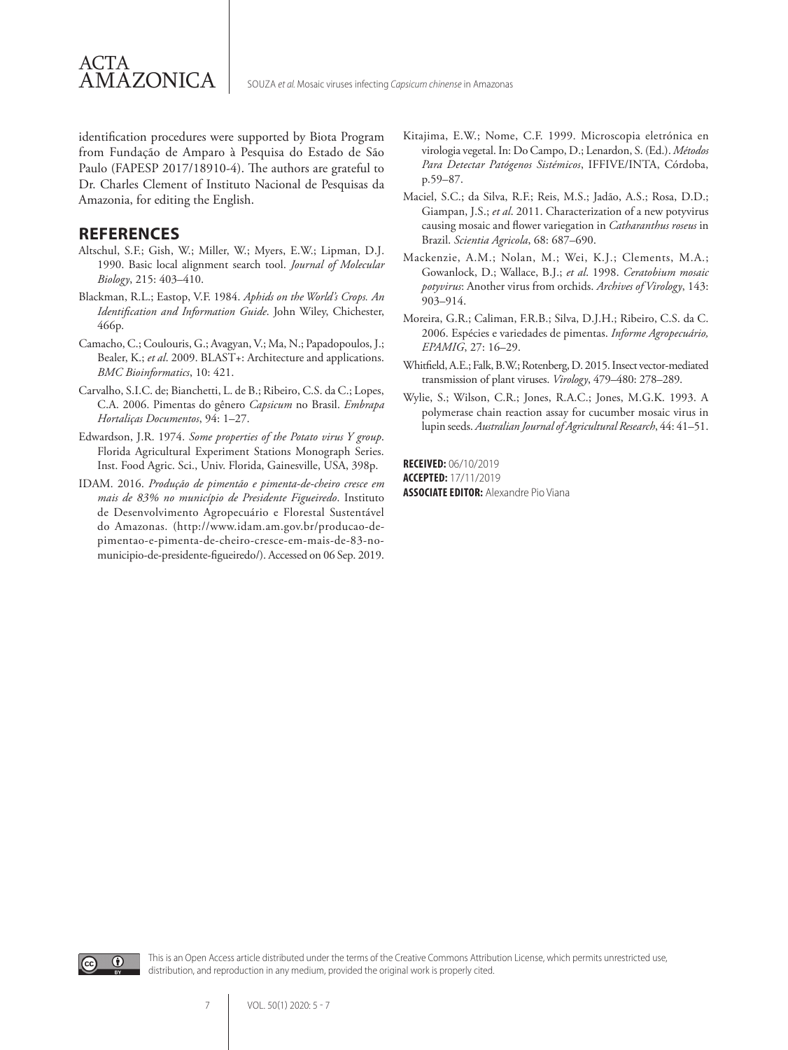identification procedures were supported by Biota Program from Fundação de Amparo à Pesquisa do Estado de São Paulo (FAPESP 2017/18910-4). The authors are grateful to Dr. Charles Clement of Instituto Nacional de Pesquisas da Amazonia, for editing the English.

## REFERENCES

Altschul, S.F.; Gish, W.; Miller, W.; Myers, E.W.; Lipman, D.J. 1990. Basic local alignment search tool. *Journal of Molecular Biology*, 215: 403–410.

Blackman, R.L.; Eastop, V.F. 1984. *Aphids on the World's Crops. An Identification and Information Guide*. John Wiley, Chichester, 466p.

Camacho, C.; Coulouris, G.; Avagyan, V.; Ma, N.; Papadopoulos, J.; Bealer, K.; *et al*. 2009. BLAST+: Architecture and applications. *BMC Bioinformatics*, 10: 421.

Carvalho, S.I.C. de; Bianchetti, L. de B.; Ribeiro, C.S. da C.; Lopes, C.A. 2006. Pimentas do gênero *Capsicum* no Brasil. *Embrapa Hortaliças Documentos*, 94: 1–27.

Edwardson, J.R. 1974. *Some properties of the Potato virus Y group*. Florida Agricultural Experiment Stations Monograph Series. Inst. Food Agric. Sci., Univ. Florida, Gainesville, USA, 398p.

IDAM. 2016. *Produção de pimentão e pimenta-de-cheiro cresce em mais de 83% no município de Presidente Figueiredo*. Instituto de Desenvolvimento Agropecuário e Florestal Sustentável do Amazonas. (http://www.idam.am.gov.br/producao-de-pimentao-e-pimenta-de-cheiro-cresce-em-mais-de-83-no-municipio-de-presidente-figueiredo/). Accessed on 06 Sep. 2019.

Kitajima, E.W.; Nome, C.F. 1999. Microscopia eletrónica en virologia vegetal. In: Do Campo, D.; Lenardon, S. (Ed.). *Métodos Para Detectar Patógenos Sistémicos*, IFFIVE/INTA, Córdoba, p.59–87.

Maciel, S.C.; da Silva, R.F.; Reis, M.S.; Jadão, A.S.; Rosa, D.D.; Giampan, J.S.; *et al*. 2011. Characterization of a new potyvirus causing mosaic and flower variegation in *Catharanthus roseus* in Brazil. *Scientia Agricola*, 68: 687–690.

Mackenzie, A.M.; Nolan, M.; Wei, K.J.; Clements, M.A.; Gowanlock, D.; Wallace, B.J.; *et al*. 1998. *Ceratobium mosaic potyvirus*: Another virus from orchids. *Archives of Virology*, 143: 903–914.

Moreira, G.R.; Caliman, F.R.B.; Silva, D.J.H.; Ribeiro, C.S. da C. 2006. Espécies e variedades de pimentas. *Informe Agropecuário, EPAMIG*, 27: 16–29.

Whitfield, A.E.; Falk, B.W.; Rotenberg, D. 2015. Insect vector-mediated transmission of plant viruses. *Virology*, 479–480: 278–289.

Wylie, S.; Wilson, C.R.; Jones, R.A.C.; Jones, M.G.K. 1993. A polymerase chain reaction assay for cucumber mosaic virus in lupin seeds. *Australian Journal of Agricultural Research*, 44: 41–51.

**RECEIVED:** 06/10/2019
**ACCEPTED:** 17/11/2019
**ASSOCIATE EDITOR:** Alexandre Pio Viana

This is an Open Access article distributed under the terms of the Creative Commons Attribution License, which permits unrestricted use, distribution, and reproduction in any medium, provided the original work is properly cited.